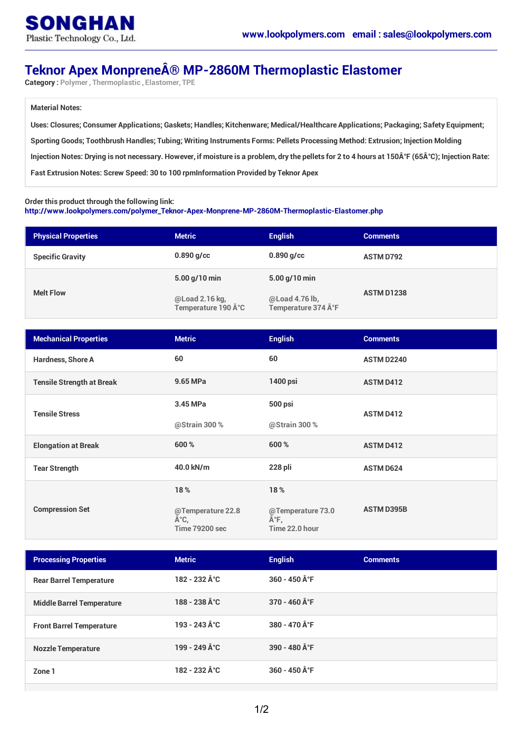**SONGHAN**
Plastic Technology Co., Ltd.

www.lookpolymers.com email : sales@lookpolymers.com

# Teknor Apex MonpreneÂ® MP-2860M Thermoplastic Elastomer

**Category :** Polymer , Thermoplastic , Elastomer, TPE

**Material Notes:**

Uses: Closures; Consumer Applications; Gaskets; Handles; Kitchenware; Medical/Healthcare Applications; Packaging; Safety Equipment; Sporting Goods; Toothbrush Handles; Tubing; Writing Instruments Forms: Pellets Processing Method: Extrusion; Injection Molding Injection Notes: Drying is not necessary. However, if moisture is a problem, dry the pellets for 2 to 4 hours at 150Â°F (65Â°C); Injection Rate: Fast Extrusion Notes: Screw Speed: 30 to 100 rpmInformation Provided by Teknor Apex

Order this product through the following link:
http://www.lookpolymers.com/polymer_Teknor-Apex-Monprene-MP-2860M-Thermoplastic-Elastomer.php

| Physical Properties | Metric | English | Comments |
|---|---|---|---|
| Specific Gravity | 0.890 g/cc | 0.890 g/cc | ASTM D792 |
| Melt Flow | 5.00 g/10 min<br>@Load 2.16 kg,<br>Temperature 190 Â°C | 5.00 g/10 min<br>@Load 4.76 lb,<br>Temperature 374 Â°F | ASTM D1238 |

| Mechanical Properties | Metric | English | Comments |
|---|---|---|---|
| Hardness, Shore A | 60 | 60 | ASTM D2240 |
| Tensile Strength at Break | 9.65 MPa | 1400 psi | ASTM D412 |
| Tensile Stress | 3.45 MPa<br>@Strain 300 % | 500 psi<br>@Strain 300 % | ASTM D412 |
| Elongation at Break | 600 % | 600 % | ASTM D412 |
| Tear Strength | 40.0 kN/m | 228 pli | ASTM D624 |
| Compression Set | 18 %<br>@Temperature 22.8 Â°C,<br>Time 79200 sec | 18 %<br>@Temperature 73.0 Â°F,<br>Time 22.0 hour | ASTM D395B |

| Processing Properties | Metric | English | Comments |
|---|---|---|---|
| Rear Barrel Temperature | 182 - 232 Â°C | 360 - 450 Â°F | |
| Middle Barrel Temperature | 188 - 238 Â°C | 370 - 460 Â°F | |
| Front Barrel Temperature | 193 - 243 Â°C | 380 - 470 Â°F | |
| Nozzle Temperature | 199 - 249 Â°C | 390 - 480 Â°F | |
| Zone 1 | 182 - 232 Â°C | 360 - 450 Â°F | |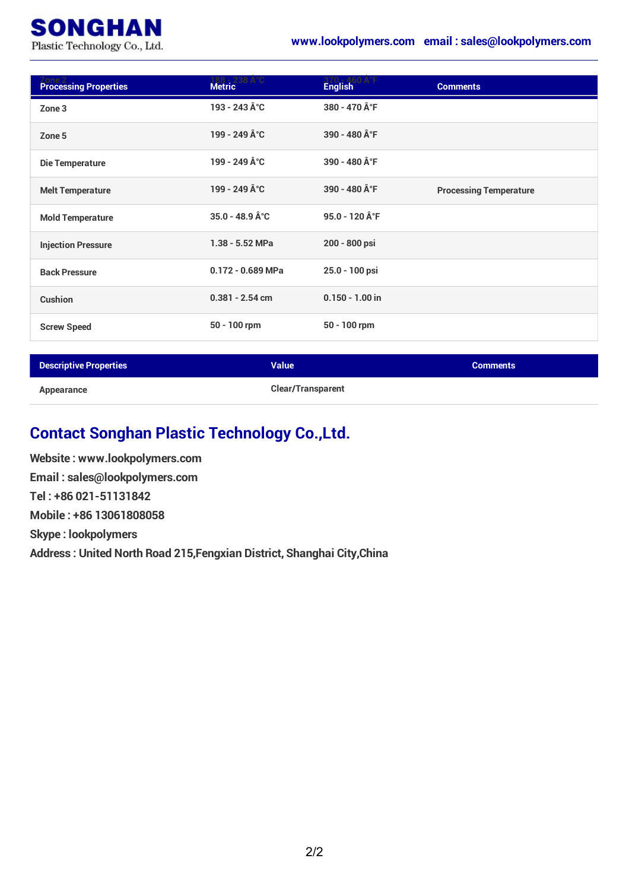| Processing Properties | Metric | English | Comments |
|---|---|---|---|
| Zone 2 | 188 - 238 Â°C | 370 - 460 Â°F | |
| Zone 3 | 193 - 243 Â°C | 380 - 470 Â°F | |
| Zone 5 | 199 - 249 Â°C | 390 - 480 Â°F | |
| Die Temperature | 199 - 249 Â°C | 390 - 480 Â°F | |
| Melt Temperature | 199 - 249 Â°C | 390 - 480 Â°F | Processing Temperature |
| Mold Temperature | 35.0 - 48.9 Â°C | 95.0 - 120 Â°F | |
| Injection Pressure | 1.38 - 5.52 MPa | 200 - 800 psi | |
| Back Pressure | 0.172 - 0.689 MPa | 25.0 - 100 psi | |
| Cushion | 0.381 - 2.54 cm | 0.150 - 1.00 in | |
| Screw Speed | 50 - 100 rpm | 50 - 100 rpm | |

| Descriptive Properties | Value | Comments |
|---|---|---|
| Appearance | Clear/Transparent | |

## Contact Songhan Plastic Technology Co.,Ltd.

**Website : www.lookpolymers.com**

**Email : sales@lookpolymers.com**

**Tel : +86 021-51131842**

**Mobile : +86 13061808058**

**Skype : lookpolymers**

**Address : United North Road 215,Fengxian District, Shanghai City,China**